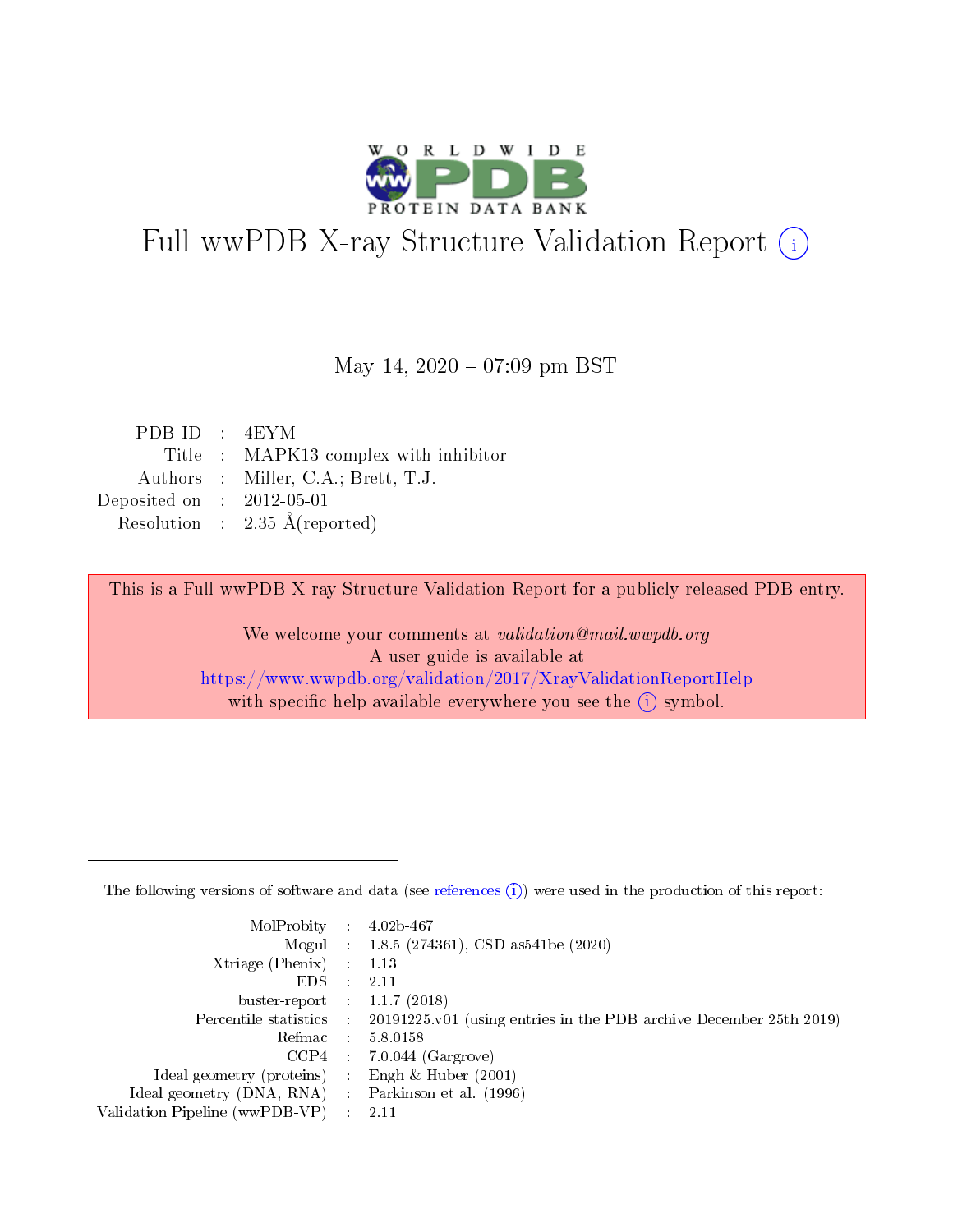# Full wwPDB X-ray Structure Validation Report (i)

May 14, 2020 – 07:09 pm BST

| | | |
|---|---|---|
| PDB ID | : | 4EYM |
| Title | : | MAPK13 complex with inhibitor |
| Authors | : | Miller, C.A.; Brett, T.J. |
| Deposited on | : | 2012-05-01 |
| Resolution | : | 2.35 Å(reported) |

This is a Full wwPDB X-ray Structure Validation Report for a publicly released PDB entry.

We welcome your comments at *validation@mail.wwpdb.org*
A user guide is available at
https://www.wwpdb.org/validation/2017/XrayValidationReportHelp
with specific help available everywhere you see the (i) symbol.

The following versions of software and data (see references (i)) were used in the production of this report:

| | | |
|---|---|---|
| MolProbity | : | 4.02b-467 |
| Mogul | : | 1.8.5 (274361), CSD as541be (2020) |
| Xtriage (Phenix) | : | 1.13 |
| EDS | : | 2.11 |
| buster-report | : | 1.1.7 (2018) |
| Percentile statistics | : | 20191225.v01 (using entries in the PDB archive December 25th 2019) |
| Refmac | : | 5.8.0158 |
| CCP4 | : | 7.0.044 (Gargrove) |
| Ideal geometry (proteins) | : | Engh & Huber (2001) |
| Ideal geometry (DNA, RNA) | : | Parkinson et al. (1996) |
| Validation Pipeline (wwPDB-VP) | : | 2.11 |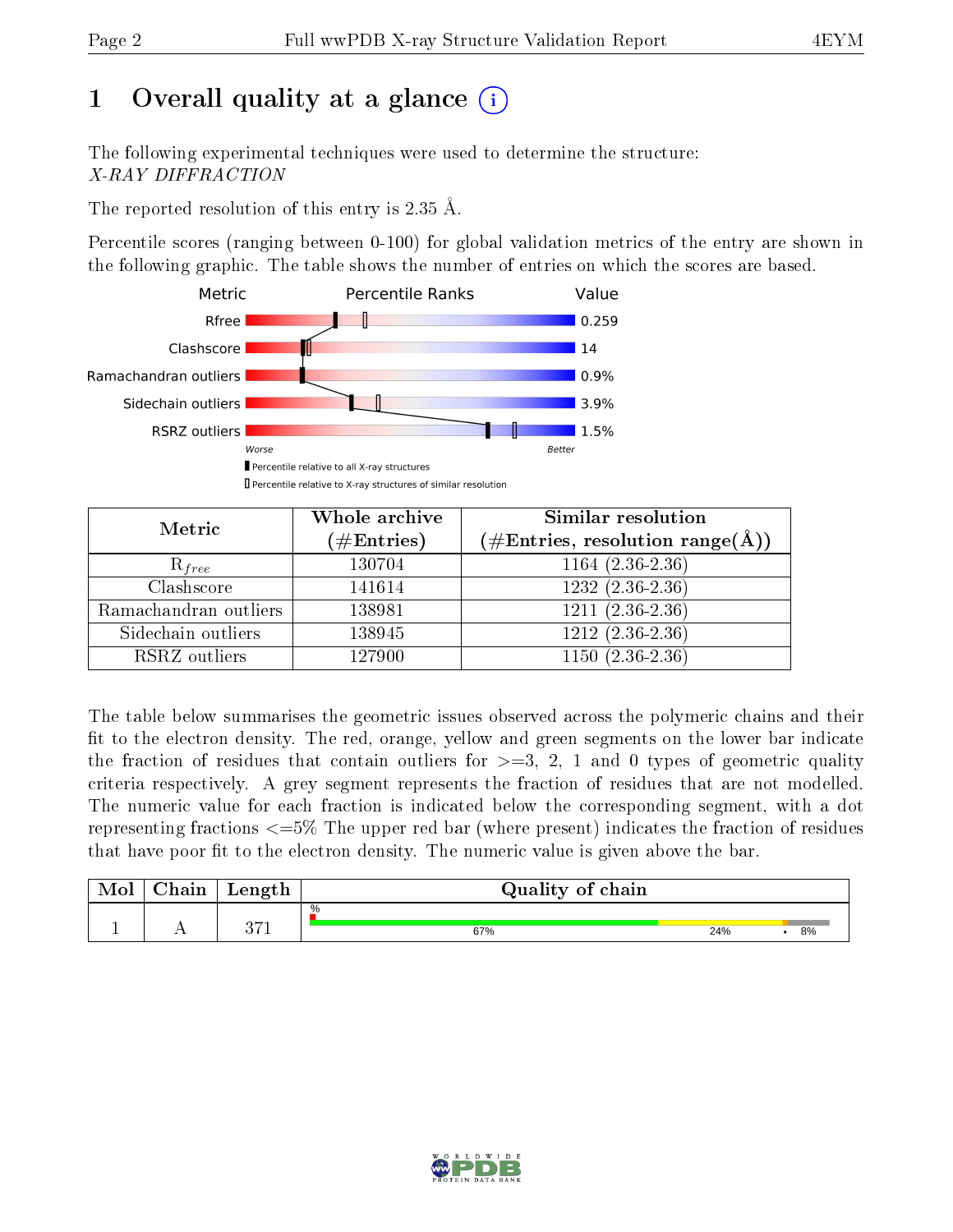# 1 Overall quality at a glance

The following experimental techniques were used to determine the structure:
*X-RAY DIFFRACTION*

The reported resolution of this entry is 2.35 Å.

Percentile scores (ranging between 0-100) for global validation metrics of the entry are shown in the following graphic. The table shows the number of entries on which the scores are based.

| Metric | Value |
|---|---|
| Rfree | 0.259 |
| Clashscore | 14 |
| Ramachandran outliers | 0.9% |
| Sidechain outliers | 3.9% |
| RSRZ outliers | 1.5% |

Worse — Better

Percentile relative to all X-ray structures
Percentile relative to X-ray structures of similar resolution

| Metric | Whole archive (#Entries) | Similar resolution (#Entries, resolution range(Å)) |
|---|---|---|
| $R_{free}$ | 130704 | 1164 (2.36-2.36) |
| Clashscore | 141614 | 1232 (2.36-2.36) |
| Ramachandran outliers | 138981 | 1211 (2.36-2.36) |
| Sidechain outliers | 138945 | 1212 (2.36-2.36) |
| RSRZ outliers | 127900 | 1150 (2.36-2.36) |

The table below summarises the geometric issues observed across the polymeric chains and their fit to the electron density. The red, orange, yellow and green segments on the lower bar indicate the fraction of residues that contain outliers for >=3, 2, 1 and 0 types of geometric quality criteria respectively. A grey segment represents the fraction of residues that are not modelled. The numeric value for each fraction is indicated below the corresponding segment, with a dot representing fractions <=5% The upper red bar (where present) indicates the fraction of residues that have poor fit to the electron density. The numeric value is given above the bar.

| Mol | Chain | Length | Quality of chain |
|---|---|---|---|
| 1 | A | 371 | % ; 67% ; 24% ; • ; 8% |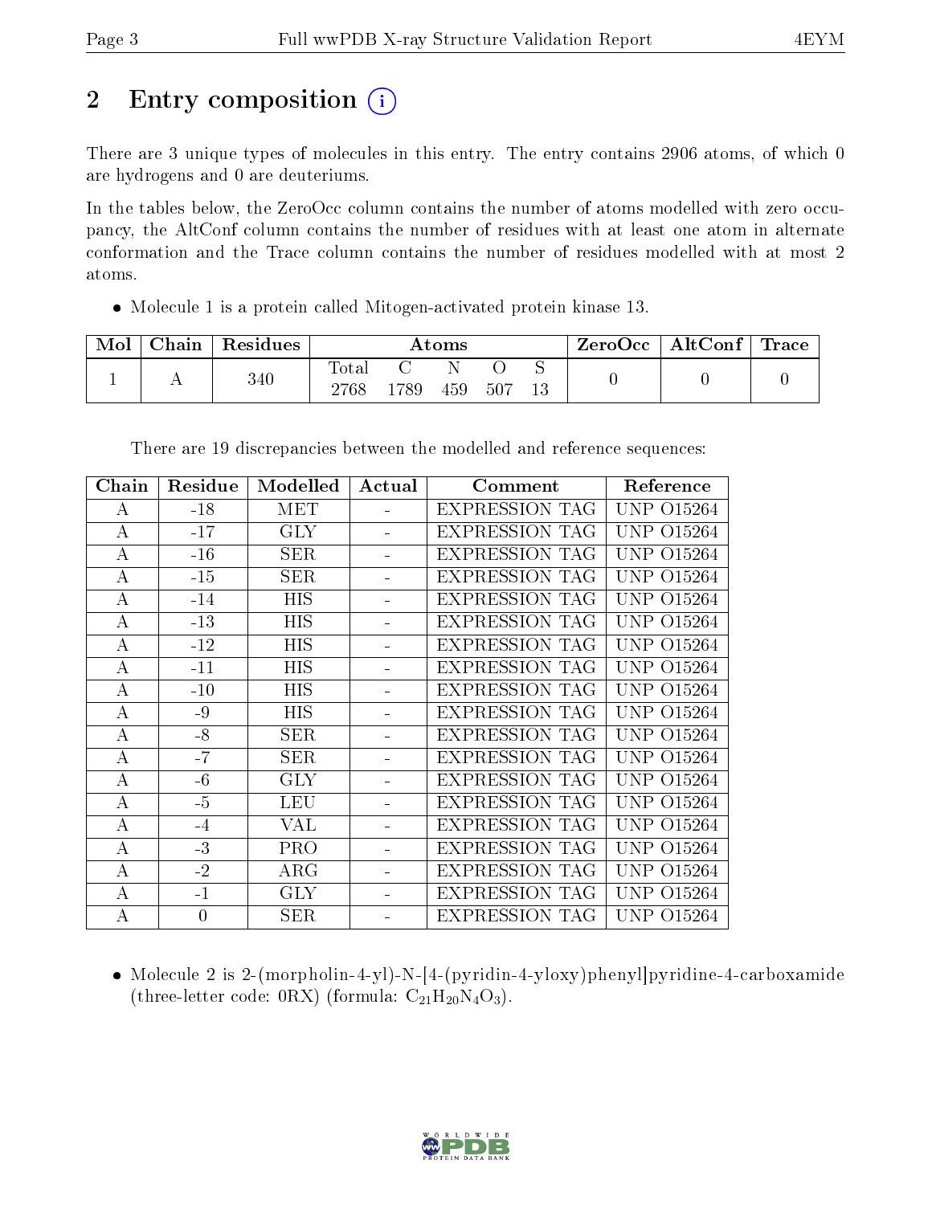# 2 Entry composition (i)

There are 3 unique types of molecules in this entry. The entry contains 2906 atoms, of which 0 are hydrogens and 0 are deuteriums.

In the tables below, the ZeroOcc column contains the number of atoms modelled with zero occupancy, the AltConf column contains the number of residues with at least one atom in alternate conformation and the Trace column contains the number of residues modelled with at most 2 atoms.

- Molecule 1 is a protein called Mitogen-activated protein kinase 13.

| Mol | Chain | Residues | Atoms | | | | | ZeroOcc | AltConf | Trace |
|---|---|---|---|---|---|---|---|---|---|---|
| 1 | A | 340 | Total<br>2768 | C<br>1789 | N<br>459 | O<br>507 | S<br>13 | 0 | 0 | 0 |

There are 19 discrepancies between the modelled and reference sequences:

| Chain | Residue | Modelled | Actual | Comment | Reference |
|---|---|---|---|---|---|
| A | -18 | MET | - | EXPRESSION TAG | UNP O15264 |
| A | -17 | GLY | - | EXPRESSION TAG | UNP O15264 |
| A | -16 | SER | - | EXPRESSION TAG | UNP O15264 |
| A | -15 | SER | - | EXPRESSION TAG | UNP O15264 |
| A | -14 | HIS | - | EXPRESSION TAG | UNP O15264 |
| A | -13 | HIS | - | EXPRESSION TAG | UNP O15264 |
| A | -12 | HIS | - | EXPRESSION TAG | UNP O15264 |
| A | -11 | HIS | - | EXPRESSION TAG | UNP O15264 |
| A | -10 | HIS | - | EXPRESSION TAG | UNP O15264 |
| A | -9 | HIS | - | EXPRESSION TAG | UNP O15264 |
| A | -8 | SER | - | EXPRESSION TAG | UNP O15264 |
| A | -7 | SER | - | EXPRESSION TAG | UNP O15264 |
| A | -6 | GLY | - | EXPRESSION TAG | UNP O15264 |
| A | -5 | LEU | - | EXPRESSION TAG | UNP O15264 |
| A | -4 | VAL | - | EXPRESSION TAG | UNP O15264 |
| A | -3 | PRO | - | EXPRESSION TAG | UNP O15264 |
| A | -2 | ARG | - | EXPRESSION TAG | UNP O15264 |
| A | -1 | GLY | - | EXPRESSION TAG | UNP O15264 |
| A | 0 | SER | - | EXPRESSION TAG | UNP O15264 |

- Molecule 2 is 2-(morpholin-4-yl)-N-[4-(pyridin-4-yloxy)phenyl]pyridine-4-carboxamide (three-letter code: 0RX) (formula: $C_{21}H_{20}N_4O_3$).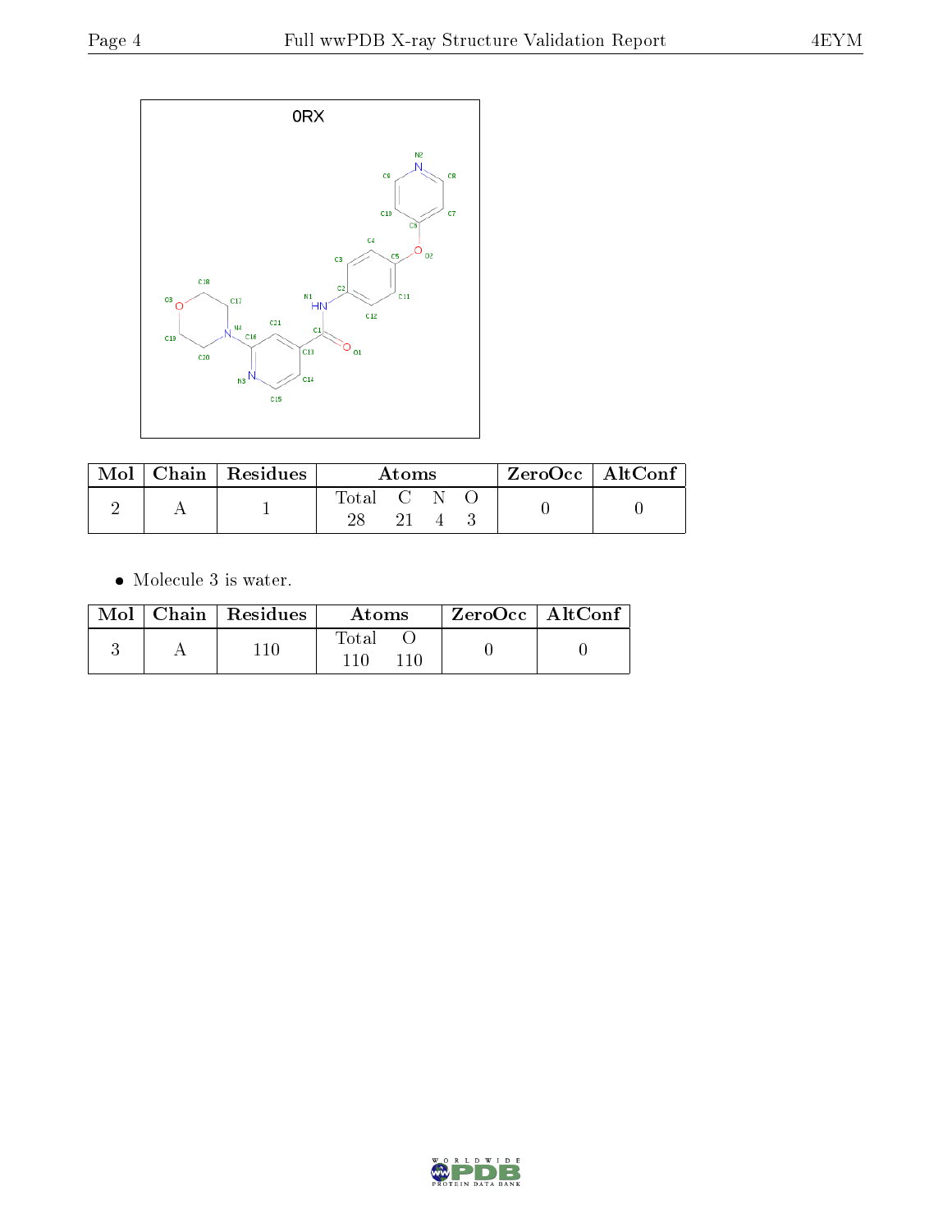| Mol | Chain | Residues | Atoms | | | | ZeroOcc | AltConf |
|---|---|---|---|---|---|---|---|---|
| | | | Total | C | N | O | | |
| 2 | A | 1 | 28 | 21 | 4 | 3 | 0 | 0 |

- Molecule 3 is water.

| Mol | Chain | Residues | Atoms | | ZeroOcc | AltConf |
|---|---|---|---|---|---|---|
| | | | Total | O | | |
| 3 | A | 110 | 110 | 110 | 0 | 0 |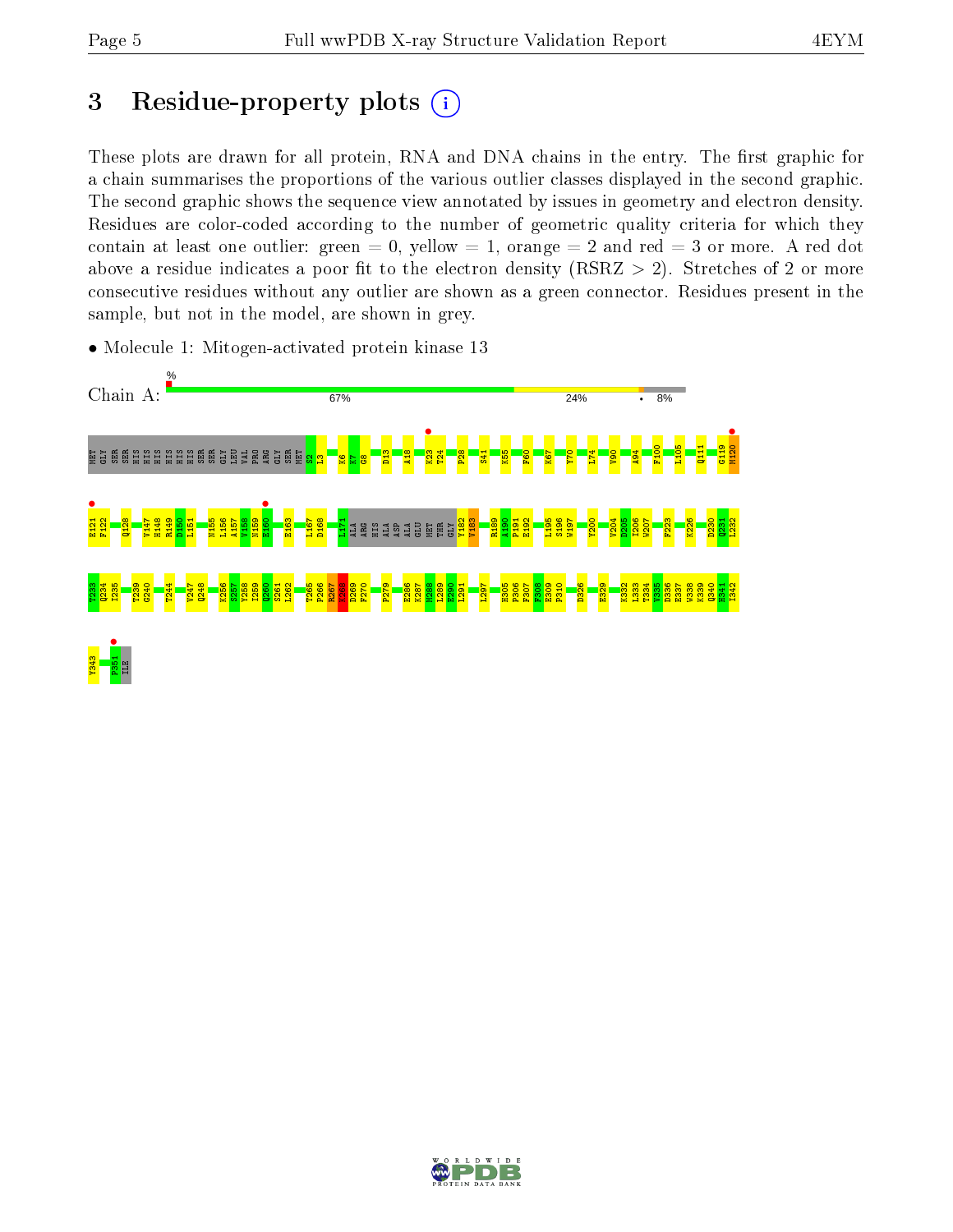# 3 Residue-property plots

These plots are drawn for all protein, RNA and DNA chains in the entry. The first graphic for a chain summarises the proportions of the various outlier classes displayed in the second graphic. The second graphic shows the sequence view annotated by issues in geometry and electron density. Residues are color-coded according to the number of geometric quality criteria for which they contain at least one outlier: green = 0, yellow = 1, orange = 2 and red = 3 or more. A red dot above a residue indicates a poor fit to the electron density (RSRZ > 2). Stretches of 2 or more consecutive residues without any outlier are shown as a green connector. Residues present in the sample, but not in the model, are shown in grey.

- Molecule 1: Mitogen-activated protein kinase 13

Chain A: 67% | 24% | • | 8%

MET GLY SER SER HIS HIS HIS HIS HIS HIS SER SER GLY LEU VAL PRO ARG GLY SER MET S2 L3 K6 K7 G8 D13 A18 K23 T24 P28 S41 K55 F60 K67 Y70 L74 V90 A94 F100 L105 Q111 G119 M120

E121 F122 Q128 V147 H148 R149 D150 L151 N155 L156 A157 V158 N159 E160 E163 L167 D168 L171 ALA ARG HIS ALA ASP ALA GLU MET THR GLY Y182 V183 R189 A190 P191 E192 L195 S196 W197 Y200 V204 D205 I206 W207 F223 K226 D230 Q231 L232

T233 Q234 I235 T239 G240 T244 V247 Q248 K256 S257 Y258 I259 Q260 S261 L262 T265 P266 R267 K268 D269 F270 P279 E286 K287 M288 L289 E290 L291 L297 H305 P306 F307 F308 E309 P310 D326 E329 K332 L333 T334 V335 D336 E337 W338 K339 Q340 H341 I342

Y343 F351 ILE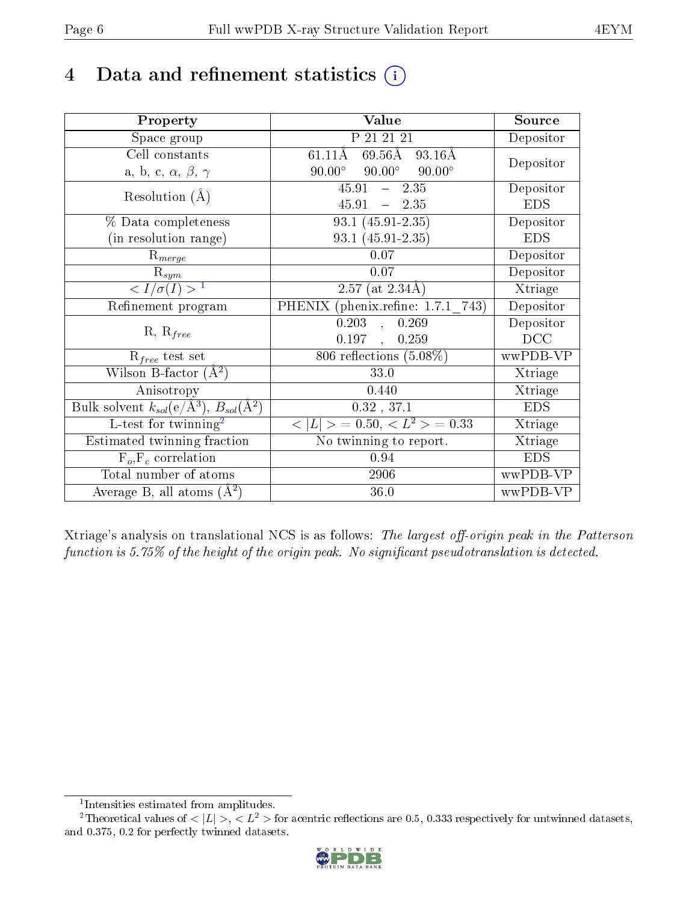# 4 Data and refinement statistics (i)

| Property | Value | Source |
|---|---|---|
| Space group | P 21 21 21 | Depositor |
| Cell constants<br>a, b, c, $\alpha$, $\beta$, $\gamma$ | 61.11Å 69.56Å 93.16Å<br>90.00° 90.00° 90.00° | Depositor |
| Resolution (Å) | 45.91 – 2.35<br>45.91 – 2.35 | Depositor<br>EDS |
| % Data completeness<br>(in resolution range) | 93.1 (45.91-2.35)<br>93.1 (45.91-2.35) | Depositor<br>EDS |
| $R_{merge}$ | 0.07 | Depositor |
| $R_{sym}$ | 0.07 | Depositor |
| $< I/\sigma(I) >$ [1] | 2.57 (at 2.34Å) | Xtriage |
| Refinement program | PHENIX (phenix.refine: 1.7.1_743) | Depositor |
| R, $R_{free}$ | 0.203 , 0.269<br>0.197 , 0.259 | Depositor<br>DCC |
| $R_{free}$ test set | 806 reflections (5.08%) | wwPDB-VP |
| Wilson B-factor (Å$^2$) | 33.0 | Xtriage |
| Anisotropy | 0.440 | Xtriage |
| Bulk solvent $k_{sol}$(e/Å$^3$), $B_{sol}$(Å$^2$) | 0.32 , 37.1 | EDS |
| L-test for twinning[2] | $< \|L\| >$ = 0.50, $< L^2 >$ = 0.33 | Xtriage |
| Estimated twinning fraction | No twinning to report. | Xtriage |
| $F_o$,$F_c$ correlation | 0.94 | EDS |
| Total number of atoms | 2906 | wwPDB-VP |
| Average B, all atoms (Å$^2$) | 36.0 | wwPDB-VP |

Xtriage's analysis on translational NCS is as follows: *The largest off-origin peak in the Patterson function is 5.75% of the height of the origin peak. No significant pseudotranslation is detected.*

[1] Intensities estimated from amplitudes.

[2] Theoretical values of $< |L| >$, $< L^2 >$ for acentric reflections are 0.5, 0.333 respectively for untwinned datasets, and 0.375, 0.2 for perfectly twinned datasets.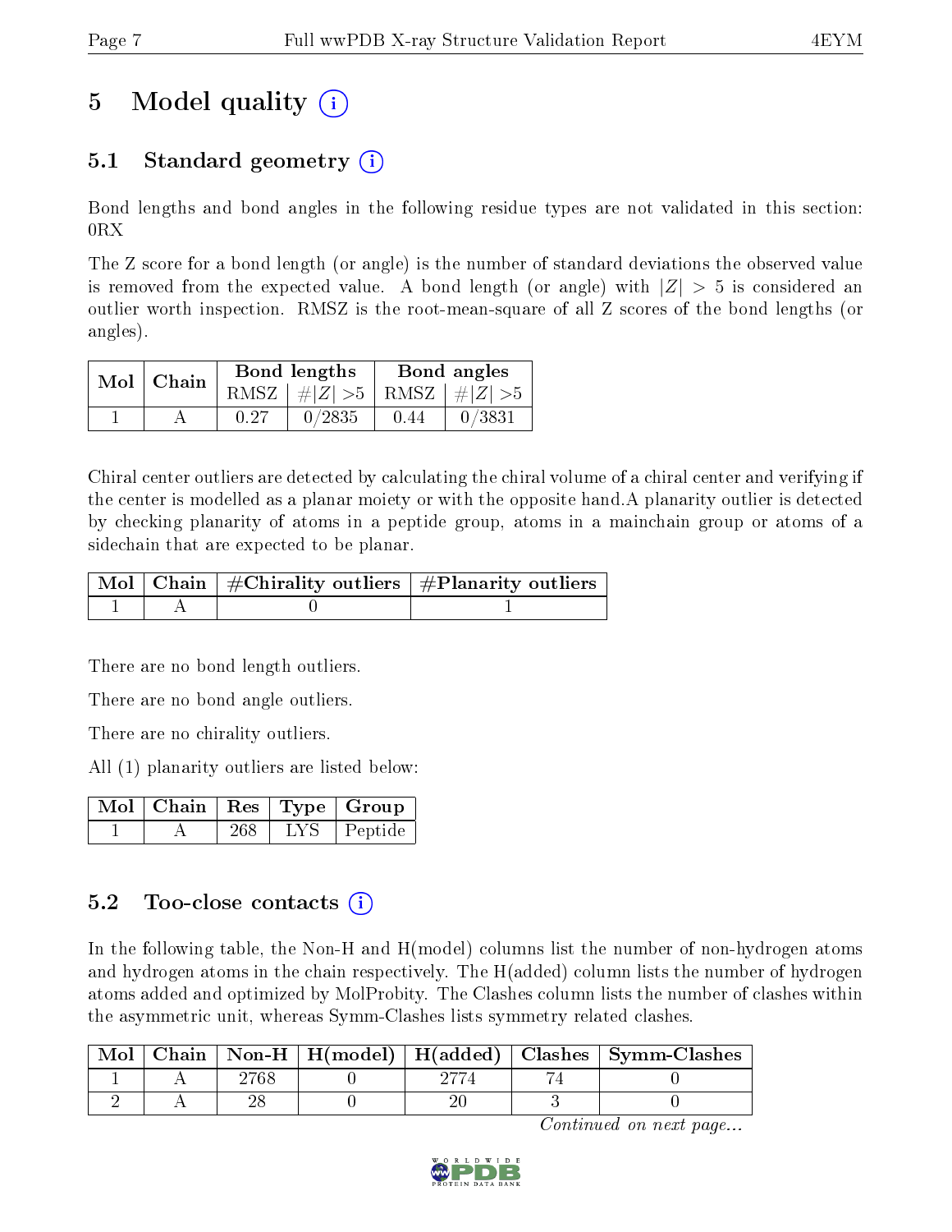# 5 Model quality (i)

## 5.1 Standard geometry (i)

Bond lengths and bond angles in the following residue types are not validated in this section: 0RX

The Z score for a bond length (or angle) is the number of standard deviations the observed value is removed from the expected value. A bond length (or angle) with $|Z| > 5$ is considered an outlier worth inspection. RMSZ is the root-mean-square of all Z scores of the bond lengths (or angles).

| Mol | Chain | Bond lengths | | Bond angles | |
|---|---|---|---|---|---|
| | | RMSZ | $\#\|Z\| >5$ | RMSZ | $\#\|Z\| >5$ |
| 1 | A | 0.27 | 0/2835 | 0.44 | 0/3831 |

Chiral center outliers are detected by calculating the chiral volume of a chiral center and verifying if the center is modelled as a planar moiety or with the opposite hand.A planarity outlier is detected by checking planarity of atoms in a peptide group, atoms in a mainchain group or atoms of a sidechain that are expected to be planar.

| Mol | Chain | #Chirality outliers | #Planarity outliers |
|---|---|---|---|
| 1 | A | 0 | 1 |

There are no bond length outliers.

There are no bond angle outliers.

There are no chirality outliers.

All (1) planarity outliers are listed below:

| Mol | Chain | Res | Type | Group |
|---|---|---|---|---|
| 1 | A | 268 | LYS | Peptide |

## 5.2 Too-close contacts (i)

In the following table, the Non-H and H(model) columns list the number of non-hydrogen atoms and hydrogen atoms in the chain respectively. The H(added) column lists the number of hydrogen atoms added and optimized by MolProbity. The Clashes column lists the number of clashes within the asymmetric unit, whereas Symm-Clashes lists symmetry related clashes.

| Mol | Chain | Non-H | H(model) | H(added) | Clashes | Symm-Clashes |
|---|---|---|---|---|---|---|
| 1 | A | 2768 | 0 | 2774 | 74 | 0 |
| 2 | A | 28 | 0 | 20 | 3 | 0 |

*Continued on next page...*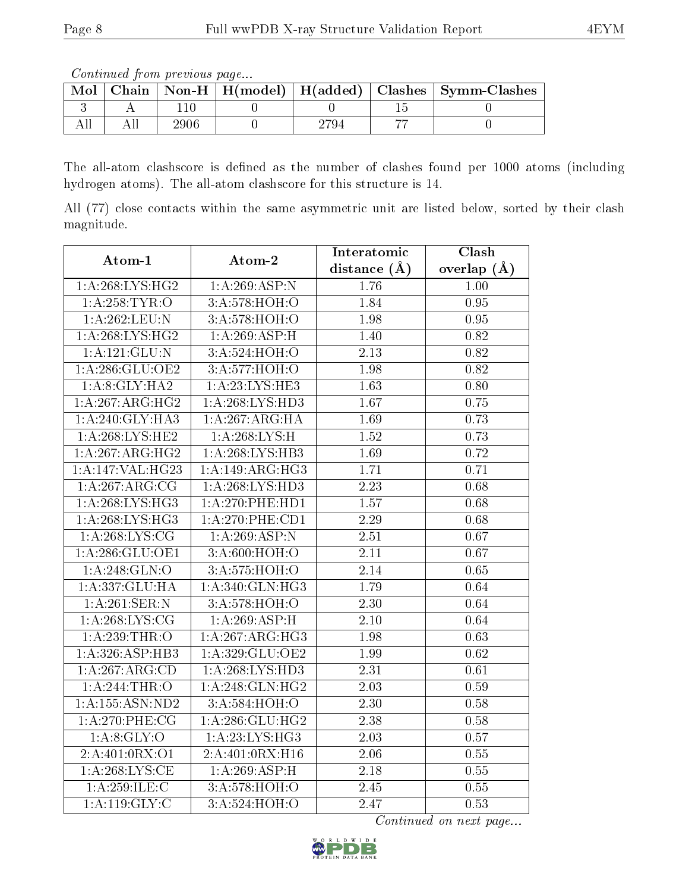*Continued from previous page...*

| Mol | Chain | Non-H | H(model) | H(added) | Clashes | Symm-Clashes |
|---|---|---|---|---|---|---|
| 3 | A | 110 | 0 | 0 | 15 | 0 |
| All | All | 2906 | 0 | 2794 | 77 | 0 |

The all-atom clashscore is defined as the number of clashes found per 1000 atoms (including hydrogen atoms). The all-atom clashscore for this structure is 14.

All (77) close contacts within the same asymmetric unit are listed below, sorted by their clash magnitude.

| Atom-1 | Atom-2 | Interatomic distance (Å) | Clash overlap (Å) |
|---|---|---|---|
| 1:A:268:LYS:HG2 | 1:A:269:ASP:N | 1.76 | 1.00 |
| 1:A:258:TYR:O | 3:A:578:HOH:O | 1.84 | 0.95 |
| 1:A:262:LEU:N | 3:A:578:HOH:O | 1.98 | 0.95 |
| 1:A:268:LYS:HG2 | 1:A:269:ASP:H | 1.40 | 0.82 |
| 1:A:121:GLU:N | 3:A:524:HOH:O | 2.13 | 0.82 |
| 1:A:286:GLU:OE2 | 3:A:577:HOH:O | 1.98 | 0.82 |
| 1:A:8:GLY:HA2 | 1:A:23:LYS:HE3 | 1.63 | 0.80 |
| 1:A:267:ARG:HG2 | 1:A:268:LYS:HD3 | 1.67 | 0.75 |
| 1:A:240:GLY:HA3 | 1:A:267:ARG:HA | 1.69 | 0.73 |
| 1:A:268:LYS:HE2 | 1:A:268:LYS:H | 1.52 | 0.73 |
| 1:A:267:ARG:HG2 | 1:A:268:LYS:HB3 | 1.69 | 0.72 |
| 1:A:147:VAL:HG23 | 1:A:149:ARG:HG3 | 1.71 | 0.71 |
| 1:A:267:ARG:CG | 1:A:268:LYS:HD3 | 2.23 | 0.68 |
| 1:A:268:LYS:HG3 | 1:A:270:PHE:HD1 | 1.57 | 0.68 |
| 1:A:268:LYS:HG3 | 1:A:270:PHE:CD1 | 2.29 | 0.68 |
| 1:A:268:LYS:CG | 1:A:269:ASP:N | 2.51 | 0.67 |
| 1:A:286:GLU:OE1 | 3:A:600:HOH:O | 2.11 | 0.67 |
| 1:A:248:GLN:O | 3:A:575:HOH:O | 2.14 | 0.65 |
| 1:A:337:GLU:HA | 1:A:340:GLN:HG3 | 1.79 | 0.64 |
| 1:A:261:SER:N | 3:A:578:HOH:O | 2.30 | 0.64 |
| 1:A:268:LYS:CG | 1:A:269:ASP:H | 2.10 | 0.64 |
| 1:A:239:THR:O | 1:A:267:ARG:HG3 | 1.98 | 0.63 |
| 1:A:326:ASP:HB3 | 1:A:329:GLU:OE2 | 1.99 | 0.62 |
| 1:A:267:ARG:CD | 1:A:268:LYS:HD3 | 2.31 | 0.61 |
| 1:A:244:THR:O | 1:A:248:GLN:HG2 | 2.03 | 0.59 |
| 1:A:155:ASN:ND2 | 3:A:584:HOH:O | 2.30 | 0.58 |
| 1:A:270:PHE:CG | 1:A:286:GLU:HG2 | 2.38 | 0.58 |
| 1:A:8:GLY:O | 1:A:23:LYS:HG3 | 2.03 | 0.57 |
| 2:A:401:0RX:O1 | 2:A:401:0RX:H16 | 2.06 | 0.55 |
| 1:A:268:LYS:CE | 1:A:269:ASP:H | 2.18 | 0.55 |
| 1:A:259:ILE:C | 3:A:578:HOH:O | 2.45 | 0.55 |
| 1:A:119:GLY:C | 3:A:524:HOH:O | 2.47 | 0.53 |

*Continued on next page...*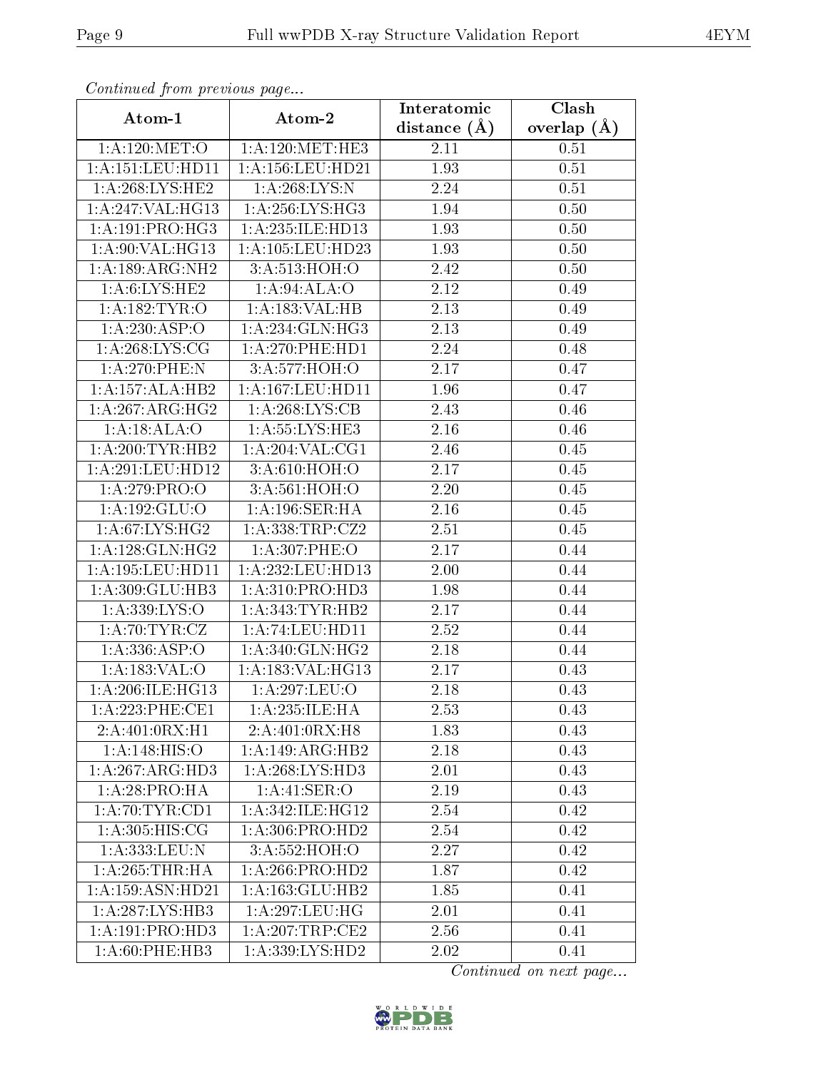*Continued from previous page...*

| Atom-1 | Atom-2 | Interatomic distance (Å) | Clash overlap (Å) |
|---|---|---|---|
| 1:A:120:MET:O | 1:A:120:MET:HE3 | 2.11 | 0.51 |
| 1:A:151:LEU:HD11 | 1:A:156:LEU:HD21 | 1.93 | 0.51 |
| 1:A:268:LYS:HE2 | 1:A:268:LYS:N | 2.24 | 0.51 |
| 1:A:247:VAL:HG13 | 1:A:256:LYS:HG3 | 1.94 | 0.50 |
| 1:A:191:PRO:HG3 | 1:A:235:ILE:HD13 | 1.93 | 0.50 |
| 1:A:90:VAL:HG13 | 1:A:105:LEU:HD23 | 1.93 | 0.50 |
| 1:A:189:ARG:NH2 | 3:A:513:HOH:O | 2.42 | 0.50 |
| 1:A:6:LYS:HE2 | 1:A:94:ALA:O | 2.12 | 0.49 |
| 1:A:182:TYR:O | 1:A:183:VAL:HB | 2.13 | 0.49 |
| 1:A:230:ASP:O | 1:A:234:GLN:HG3 | 2.13 | 0.49 |
| 1:A:268:LYS:CG | 1:A:270:PHE:HD1 | 2.24 | 0.48 |
| 1:A:270:PHE:N | 3:A:577:HOH:O | 2.17 | 0.47 |
| 1:A:157:ALA:HB2 | 1:A:167:LEU:HD11 | 1.96 | 0.47 |
| 1:A:267:ARG:HG2 | 1:A:268:LYS:CB | 2.43 | 0.46 |
| 1:A:18:ALA:O | 1:A:55:LYS:HE3 | 2.16 | 0.46 |
| 1:A:200:TYR:HB2 | 1:A:204:VAL:CG1 | 2.46 | 0.45 |
| 1:A:291:LEU:HD12 | 3:A:610:HOH:O | 2.17 | 0.45 |
| 1:A:279:PRO:O | 3:A:561:HOH:O | 2.20 | 0.45 |
| 1:A:192:GLU:O | 1:A:196:SER:HA | 2.16 | 0.45 |
| 1:A:67:LYS:HG2 | 1:A:338:TRP:CZ2 | 2.51 | 0.45 |
| 1:A:128:GLN:HG2 | 1:A:307:PHE:O | 2.17 | 0.44 |
| 1:A:195:LEU:HD11 | 1:A:232:LEU:HD13 | 2.00 | 0.44 |
| 1:A:309:GLU:HB3 | 1:A:310:PRO:HD3 | 1.98 | 0.44 |
| 1:A:339:LYS:O | 1:A:343:TYR:HB2 | 2.17 | 0.44 |
| 1:A:70:TYR:CZ | 1:A:74:LEU:HD11 | 2.52 | 0.44 |
| 1:A:336:ASP:O | 1:A:340:GLN:HG2 | 2.18 | 0.44 |
| 1:A:183:VAL:O | 1:A:183:VAL:HG13 | 2.17 | 0.43 |
| 1:A:206:ILE:HG13 | 1:A:297:LEU:O | 2.18 | 0.43 |
| 1:A:223:PHE:CE1 | 1:A:235:ILE:HA | 2.53 | 0.43 |
| 2:A:401:0RX:H1 | 2:A:401:0RX:H8 | 1.83 | 0.43 |
| 1:A:148:HIS:O | 1:A:149:ARG:HB2 | 2.18 | 0.43 |
| 1:A:267:ARG:HD3 | 1:A:268:LYS:HD3 | 2.01 | 0.43 |
| 1:A:28:PRO:HA | 1:A:41:SER:O | 2.19 | 0.43 |
| 1:A:70:TYR:CD1 | 1:A:342:ILE:HG12 | 2.54 | 0.42 |
| 1:A:305:HIS:CG | 1:A:306:PRO:HD2 | 2.54 | 0.42 |
| 1:A:333:LEU:N | 3:A:552:HOH:O | 2.27 | 0.42 |
| 1:A:265:THR:HA | 1:A:266:PRO:HD2 | 1.87 | 0.42 |
| 1:A:159:ASN:HD21 | 1:A:163:GLU:HB2 | 1.85 | 0.41 |
| 1:A:287:LYS:HB3 | 1:A:297:LEU:HG | 2.01 | 0.41 |
| 1:A:191:PRO:HD3 | 1:A:207:TRP:CE2 | 2.56 | 0.41 |
| 1:A:60:PHE:HB3 | 1:A:339:LYS:HD2 | 2.02 | 0.41 |

*Continued on next page...*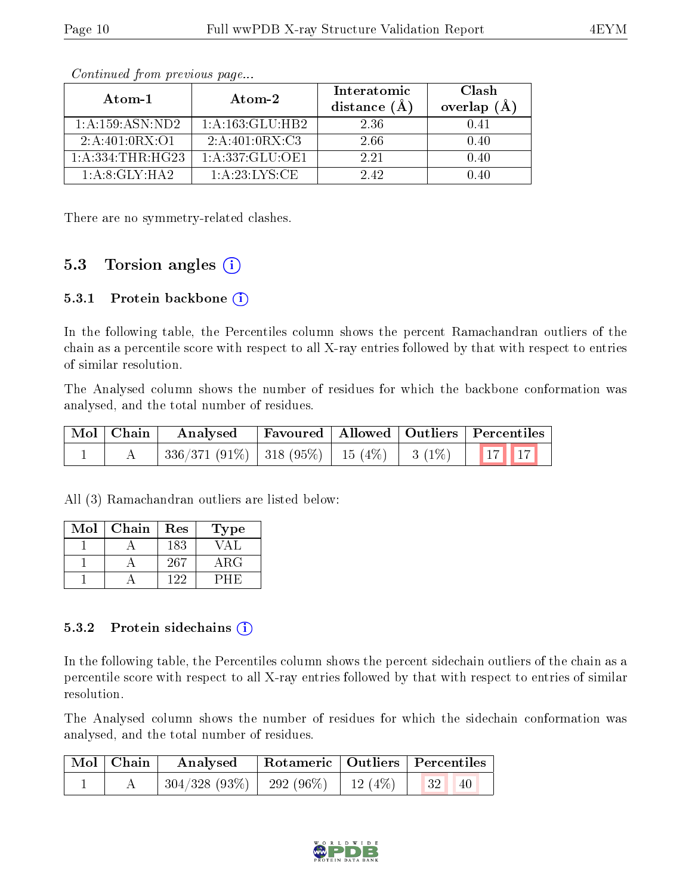*Continued from previous page...*

| Atom-1 | Atom-2 | Interatomic distance (Å) | Clash overlap (Å) |
|---|---|---|---|
| 1:A:159:ASN:ND2 | 1:A:163:GLU:HB2 | 2.36 | 0.41 |
| 2:A:401:0RX:O1 | 2:A:401:0RX:C3 | 2.66 | 0.40 |
| 1:A:334:THR:HG23 | 1:A:337:GLU:OE1 | 2.21 | 0.40 |
| 1:A:8:GLY:HA2 | 1:A:23:LYS:CE | 2.42 | 0.40 |

There are no symmetry-related clashes.

## 5.3 Torsion angles

### 5.3.1 Protein backbone

In the following table, the Percentiles column shows the percent Ramachandran outliers of the chain as a percentile score with respect to all X-ray entries followed by that with respect to entries of similar resolution.

The Analysed column shows the number of residues for which the backbone conformation was analysed, and the total number of residues.

| Mol | Chain | Analysed | Favoured | Allowed | Outliers | Percentiles |
|---|---|---|---|---|---|---|
| 1 | A | 336/371 (91%) | 318 (95%) | 15 (4%) | 3 (1%) | 17 17 |

All (3) Ramachandran outliers are listed below:

| Mol | Chain | Res | Type |
|---|---|---|---|
| 1 | A | 183 | VAL |
| 1 | A | 267 | ARG |
| 1 | A | 122 | PHE |

### 5.3.2 Protein sidechains

In the following table, the Percentiles column shows the percent sidechain outliers of the chain as a percentile score with respect to all X-ray entries followed by that with respect to entries of similar resolution.

The Analysed column shows the number of residues for which the sidechain conformation was analysed, and the total number of residues.

| Mol | Chain | Analysed | Rotameric | Outliers | Percentiles |
|---|---|---|---|---|---|
| 1 | A | 304/328 (93%) | 292 (96%) | 12 (4%) | 32 40 |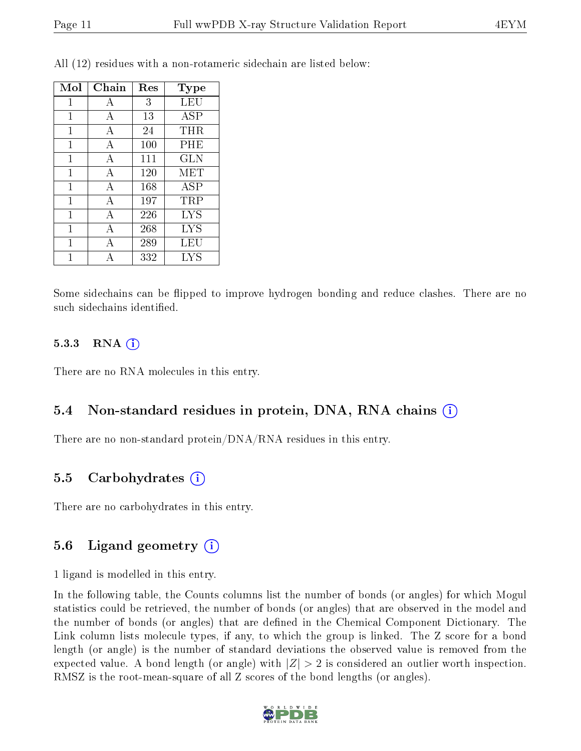All (12) residues with a non-rotameric sidechain are listed below:

| Mol | Chain | Res | Type |
|---|---|---|---|
| 1 | A | 3 | LEU |
| 1 | A | 13 | ASP |
| 1 | A | 24 | THR |
| 1 | A | 100 | PHE |
| 1 | A | 111 | GLN |
| 1 | A | 120 | MET |
| 1 | A | 168 | ASP |
| 1 | A | 197 | TRP |
| 1 | A | 226 | LYS |
| 1 | A | 268 | LYS |
| 1 | A | 289 | LEU |
| 1 | A | 332 | LYS |

Some sidechains can be flipped to improve hydrogen bonding and reduce clashes. There are no such sidechains identified.

#### 5.3.3 RNA

There are no RNA molecules in this entry.

### 5.4 Non-standard residues in protein, DNA, RNA chains

There are no non-standard protein/DNA/RNA residues in this entry.

### 5.5 Carbohydrates

There are no carbohydrates in this entry.

### 5.6 Ligand geometry

1 ligand is modelled in this entry.

In the following table, the Counts columns list the number of bonds (or angles) for which Mogul statistics could be retrieved, the number of bonds (or angles) that are observed in the model and the number of bonds (or angles) that are defined in the Chemical Component Dictionary. The Link column lists molecule types, if any, to which the group is linked. The Z score for a bond length (or angle) is the number of standard deviations the observed value is removed from the expected value. A bond length (or angle) with $|Z| > 2$ is considered an outlier worth inspection. RMSZ is the root-mean-square of all Z scores of the bond lengths (or angles).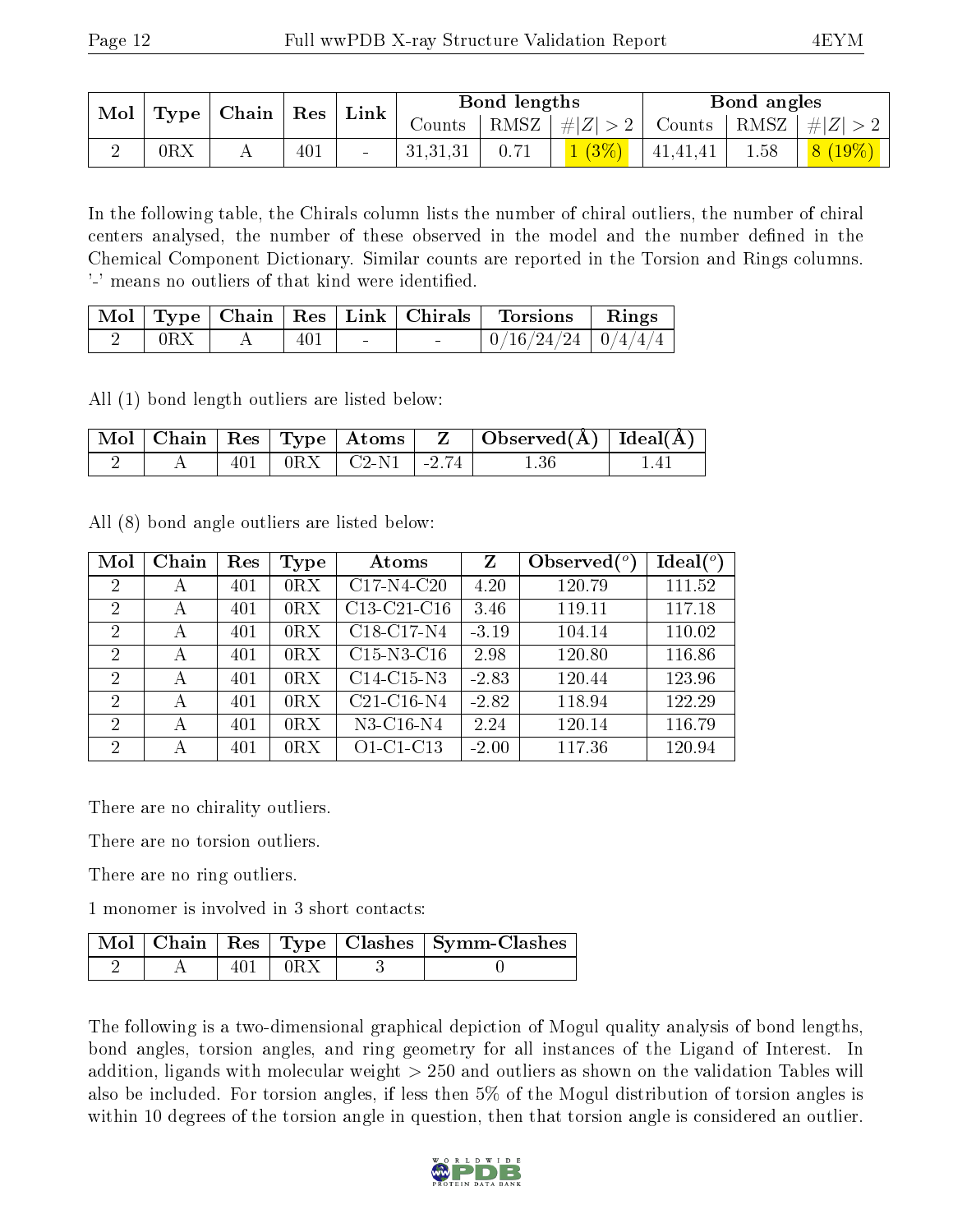| Mol | Type | Chain | Res | Link | Bond lengths | | | Bond angles | | |
|---|---|---|---|---|---|---|---|---|---|---|
| | | | | | Counts | RMSZ | #\|Z\| > 2 | Counts | RMSZ | #\|Z\| > 2 |
| 2 | 0RX | A | 401 | - | 31,31,31 | 0.71 | 1 (3%) | 41,41,41 | 1.58 | 8 (19%) |

In the following table, the Chirals column lists the number of chiral outliers, the number of chiral centers analysed, the number of these observed in the model and the number defined in the Chemical Component Dictionary. Similar counts are reported in the Torsion and Rings columns. '-' means no outliers of that kind were identified.

| Mol | Type | Chain | Res | Link | Chirals | Torsions | Rings |
|---|---|---|---|---|---|---|---|
| 2 | 0RX | A | 401 | - | - | 0/16/24/24 | 0/4/4/4 |

All (1) bond length outliers are listed below:

| Mol | Chain | Res | Type | Atoms | Z | Observed(Å) | Ideal(Å) |
|---|---|---|---|---|---|---|---|
| 2 | A | 401 | 0RX | C2-N1 | -2.74 | 1.36 | 1.41 |

All (8) bond angle outliers are listed below:

| Mol | Chain | Res | Type | Atoms | Z | Observed(°) | Ideal(°) |
|---|---|---|---|---|---|---|---|
| 2 | A | 401 | 0RX | C17-N4-C20 | 4.20 | 120.79 | 111.52 |
| 2 | A | 401 | 0RX | C13-C21-C16 | 3.46 | 119.11 | 117.18 |
| 2 | A | 401 | 0RX | C18-C17-N4 | -3.19 | 104.14 | 110.02 |
| 2 | A | 401 | 0RX | C15-N3-C16 | 2.98 | 120.80 | 116.86 |
| 2 | A | 401 | 0RX | C14-C15-N3 | -2.83 | 120.44 | 123.96 |
| 2 | A | 401 | 0RX | C21-C16-N4 | -2.82 | 118.94 | 122.29 |
| 2 | A | 401 | 0RX | N3-C16-N4 | 2.24 | 120.14 | 116.79 |
| 2 | A | 401 | 0RX | O1-C1-C13 | -2.00 | 117.36 | 120.94 |

There are no chirality outliers.

There are no torsion outliers.

There are no ring outliers.

1 monomer is involved in 3 short contacts:

| Mol | Chain | Res | Type | Clashes | Symm-Clashes |
|---|---|---|---|---|---|
| 2 | A | 401 | 0RX | 3 | 0 |

The following is a two-dimensional graphical depiction of Mogul quality analysis of bond lengths, bond angles, torsion angles, and ring geometry for all instances of the Ligand of Interest. In addition, ligands with molecular weight > 250 and outliers as shown on the validation Tables will also be included. For torsion angles, if less then 5% of the Mogul distribution of torsion angles is within 10 degrees of the torsion angle in question, then that torsion angle is considered an outlier.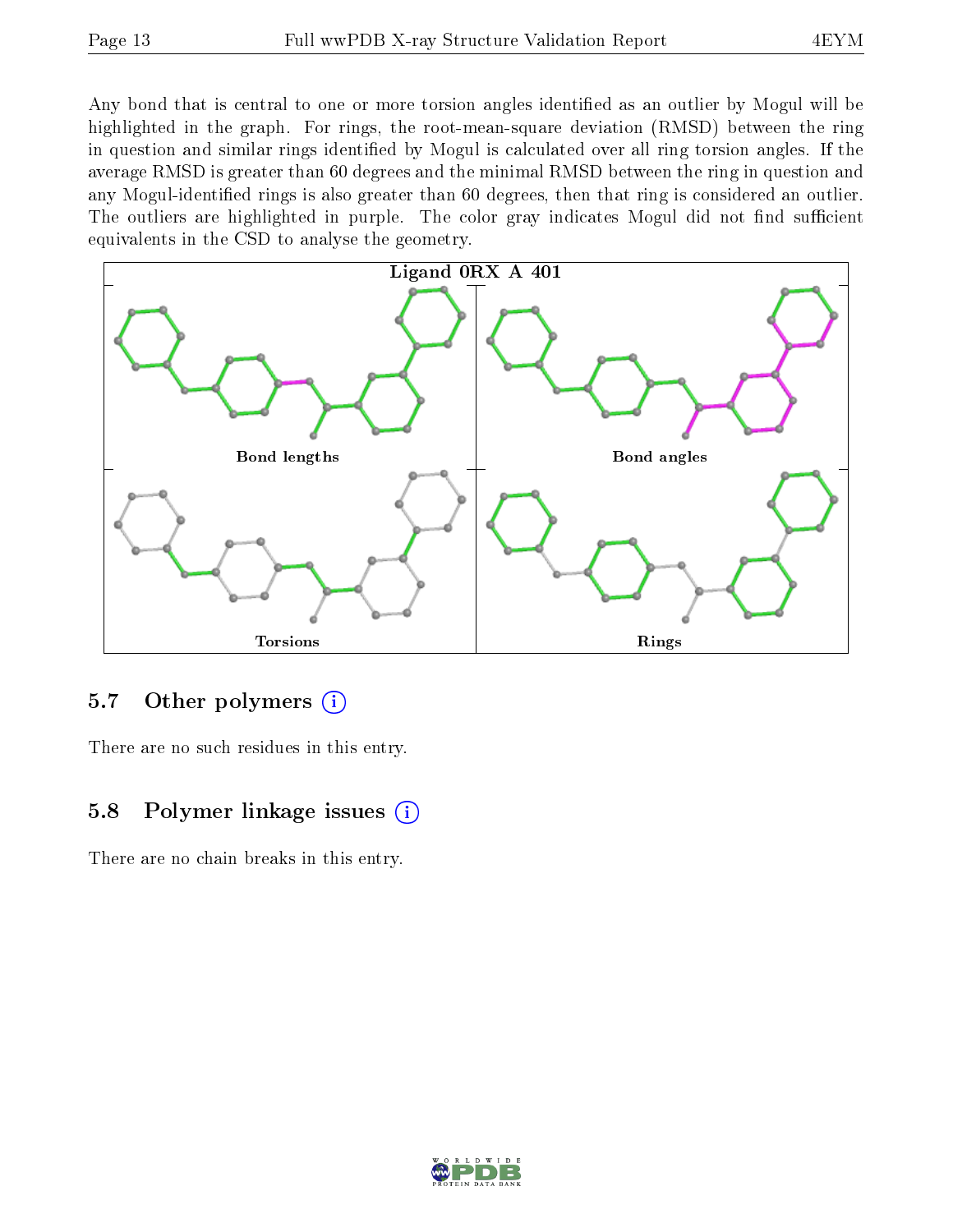Any bond that is central to one or more torsion angles identified as an outlier by Mogul will be highlighted in the graph. For rings, the root-mean-square deviation (RMSD) between the ring in question and similar rings identified by Mogul is calculated over all ring torsion angles. If the average RMSD is greater than 60 degrees and the minimal RMSD between the ring in question and any Mogul-identified rings is also greater than 60 degrees, then that ring is considered an outlier. The outliers are highlighted in purple. The color gray indicates Mogul did not find sufficient equivalents in the CSD to analyse the geometry.

Ligand 0RX A 401

Bond lengths

Bond angles

Torsions

Rings

## 5.7 Other polymers

There are no such residues in this entry.

## 5.8 Polymer linkage issues

There are no chain breaks in this entry.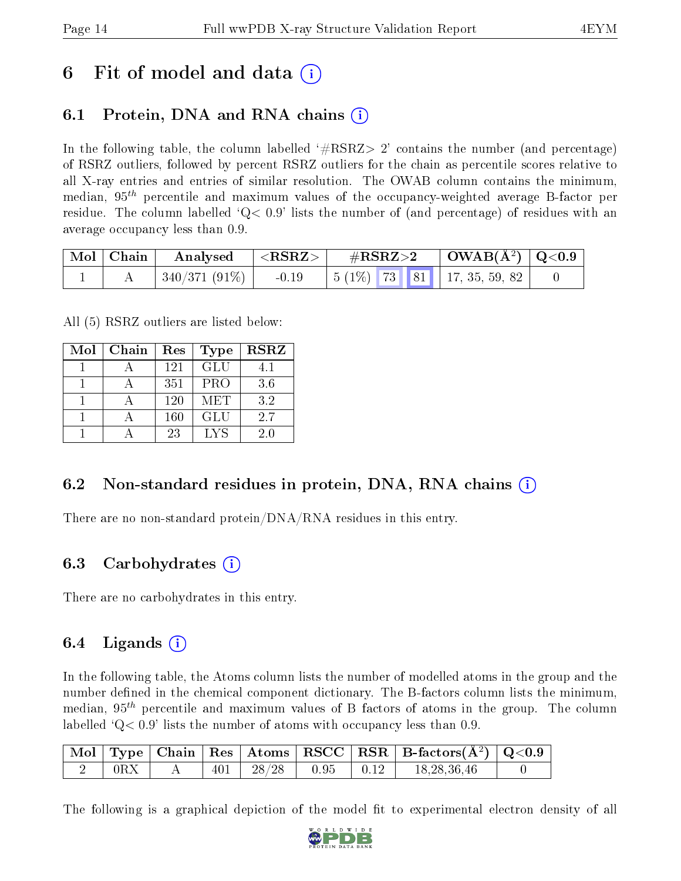# 6 Fit of model and data (i)

## 6.1 Protein, DNA and RNA chains (i)

In the following table, the column labelled '#RSRZ> 2' contains the number (and percentage) of RSRZ outliers, followed by percent RSRZ outliers for the chain as percentile scores relative to all X-ray entries and entries of similar resolution. The OWAB column contains the minimum, median, $95^{th}$ percentile and maximum values of the occupancy-weighted average B-factor per residue. The column labelled 'Q< 0.9' lists the number of (and percentage) of residues with an average occupancy less than 0.9.

| Mol | Chain | Analysed | <RSRZ> | #RSRZ>2 | | | OWAB(Å$^2$) | Q<0.9 |
|---|---|---|---|---|---|---|---|---|
| 1 | A | 340/371 (91%) | -0.19 | 5 (1%) | 73 | 81 | 17, 35, 59, 82 | 0 |

All (5) RSRZ outliers are listed below:

| Mol | Chain | Res | Type | RSRZ |
|---|---|---|---|---|
| 1 | A | 121 | GLU | 4.1 |
| 1 | A | 351 | PRO | 3.6 |
| 1 | A | 120 | MET | 3.2 |
| 1 | A | 160 | GLU | 2.7 |
| 1 | A | 23 | LYS | 2.0 |

## 6.2 Non-standard residues in protein, DNA, RNA chains (i)

There are no non-standard protein/DNA/RNA residues in this entry.

## 6.3 Carbohydrates (i)

There are no carbohydrates in this entry.

## 6.4 Ligands (i)

In the following table, the Atoms column lists the number of modelled atoms in the group and the number defined in the chemical component dictionary. The B-factors column lists the minimum, median, $95^{th}$ percentile and maximum values of B factors of atoms in the group. The column labelled 'Q< 0.9' lists the number of atoms with occupancy less than 0.9.

| Mol | Type | Chain | Res | Atoms | RSCC | RSR | B-factors(Å$^2$) | Q<0.9 |
|---|---|---|---|---|---|---|---|---|
| 2 | 0RX | A | 401 | 28/28 | 0.95 | 0.12 | 18,28,36,46 | 0 |

The following is a graphical depiction of the model fit to experimental electron density of all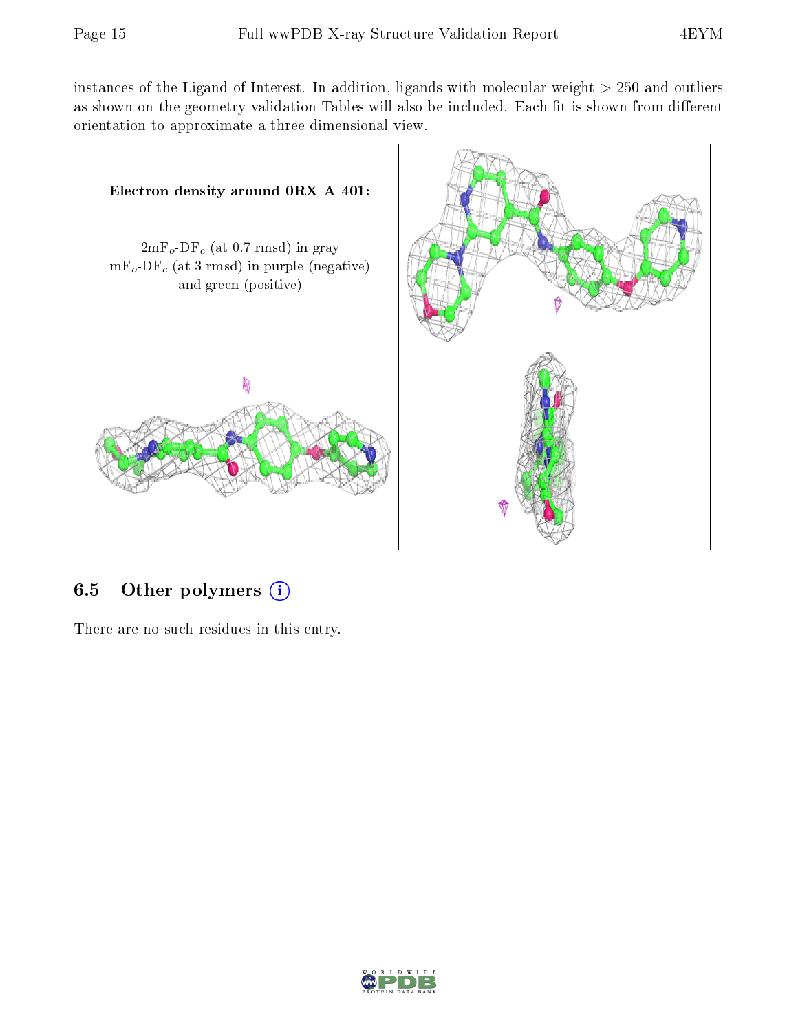instances of the Ligand of Interest. In addition, ligands with molecular weight > 250 and outliers as shown on the geometry validation Tables will also be included. Each fit is shown from different orientation to approximate a three-dimensional view.

**Electron density around 0RX A 401:**

$2mF_o$-$DF_c$ (at 0.7 rmsd) in gray
$mF_o$-$DF_c$ (at 3 rmsd) in purple (negative) and green (positive)

## 6.5 Other polymers

There are no such residues in this entry.